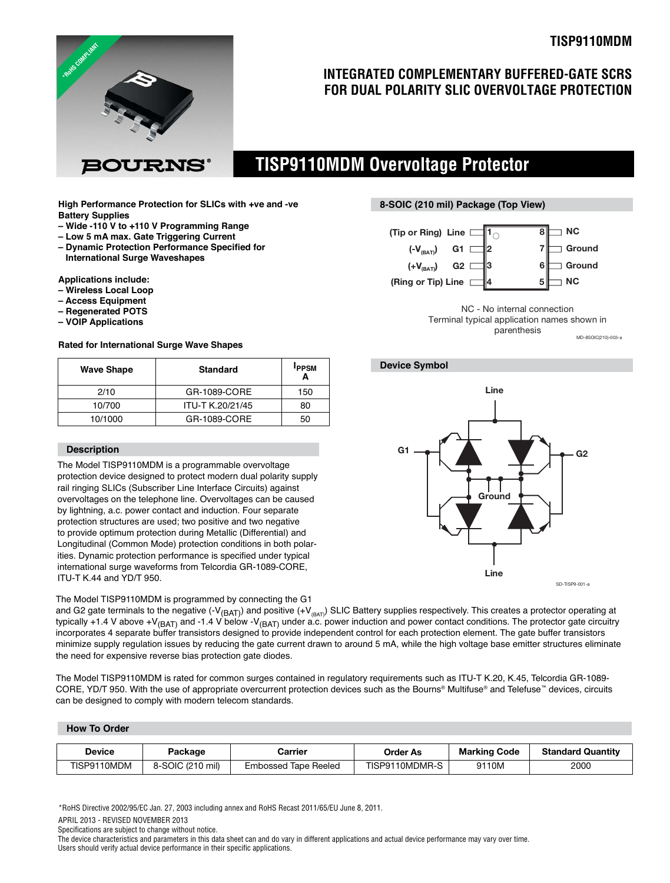# INTEGRATED COMPLEMENTARY BUFFERED-GATE SCRS FOR DUAL POLARITY SLIC OVERVOLTAGE PROTECTION

*RoHS COMPLIANT

BOURNS®

# TISP9110MDM Overvoltage Protector

**High Performance Protection for SLICs with +ve and -ve Battery Supplies**
- **Wide -110 V to +110 V Programming Range**
- **Low 5 mA max. Gate Triggering Current**
- **Dynamic Protection Performance Specified for International Surge Waveshapes**

**Applications include:**
- **Wireless Local Loop**
- **Access Equipment**
- **Regenerated POTS**
- **VOIP Applications**

**Rated for International Surge Wave Shapes**

| Wave Shape | Standard | $I_{PPSM}$ A |
|---|---|---|
| 2/10 | GR-1089-CORE | 150 |
| 10/700 | ITU-T K.20/21/45 | 80 |
| 10/1000 | GR-1089-CORE | 50 |

### 8-SOIC (210 mil) Package (Top View)

| Terminal name | Pin | Pin | Terminal name |
|---|---|---|---|
| (Tip or Ring) Line | 1 | 8 | NC |
| ($-V_{(BAT)}$) G1 | 2 | 7 | Ground |
| ($+V_{(BAT)}$) G2 | 3 | 6 | Ground |
| (Ring or Tip) Line | 4 | 5 | NC |

NC - No internal connection
Terminal typical application names shown in parenthesis

MD-8SOIC(210)-003-a

### Device Symbol

Line, G1, G2, Ground, Line

SD-TISP9-001-a

### Description

The Model TISP9110MDM is a programmable overvoltage protection device designed to protect modern dual polarity supply rail ringing SLICs (Subscriber Line Interface Circuits) against overvoltages on the telephone line. Overvoltages can be caused by lightning, a.c. power contact and induction. Four separate protection structures are used; two positive and two negative to provide optimum protection during Metallic (Differential) and Longitudinal (Common Mode) protection conditions in both polarities. Dynamic protection performance is specified under typical international surge waveforms from Telcordia GR-1089-CORE, ITU-T K.44 and YD/T 950.

The Model TISP9110MDM is programmed by connecting the G1 and G2 gate terminals to the negative ($-V_{(BAT)}$) and positive ($+V_{(BAT)}$) SLIC Battery supplies respectively. This creates a protector operating at typically +1.4 V above $+V_{(BAT)}$ and -1.4 V below $-V_{(BAT)}$ under a.c. power induction and power contact conditions. The protector gate circuitry incorporates 4 separate buffer transistors designed to provide independent control for each protection element. The gate buffer transistors minimize supply regulation issues by reducing the gate current drawn to around 5 mA, while the high voltage base emitter structures eliminate the need for expensive reverse bias protection gate diodes.

The Model TISP9110MDM is rated for common surges contained in regulatory requirements such as ITU-T K.20, K.45, Telcordia GR-1089-CORE, YD/T 950. With the use of appropriate overcurrent protection devices such as the Bourns® Multifuse® and Telefuse™ devices, circuits can be designed to comply with modern telecom standards.

### How To Order

| Device | Package | Carrier | Order As | Marking Code | Standard Quantity |
|---|---|---|---|---|---|
| TISP9110MDM | 8-SOIC (210 mil) | Embossed Tape Reeled | TISP9110MDMR-S | 9110M | 2000 |

*RoHS Directive 2002/95/EC Jan. 27, 2003 including annex and RoHS Recast 2011/65/EU June 8, 2011.

APRIL 2013 - REVISED NOVEMBER 2013

Specifications are subject to change without notice.

The device characteristics and parameters in this data sheet can and do vary in different applications and actual device performance may vary over time.

Users should verify actual device performance in their specific applications.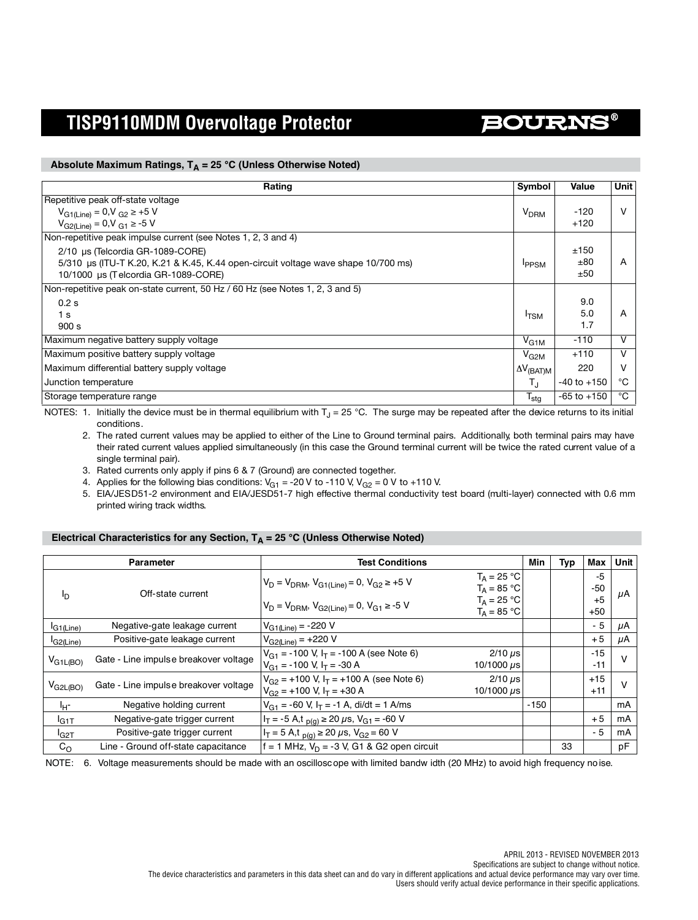# TISP9110MDM Overvoltage Protector

## Absolute Maximum Ratings, $T_A$ = 25 °C (Unless Otherwise Noted)

| Rating | Symbol | Value | Unit |
|---|---|---|---|
| Repetitive peak off-state voltage<br>$V_{G1(Line)}$ = 0,$V_{G2}$ ≥ +5 V<br>$V_{G2(Line)}$ = 0,$V_{G1}$ ≥ -5 V | $V_{DRM}$ | -120<br>+120 | V |
| Non-repetitive peak impulse current (see Notes 1, 2, 3 and 4)<br>2/10 µs (Telcordia GR-1089-CORE)<br>5/310 µs (ITU-T K.20, K.21 & K.45, K.44 open-circuit voltage wave shape 10/700 ms)<br>10/1000 µs (Telcordia GR-1089-CORE) | $I_{PPSM}$ | ±150<br>±80<br>±50 | A |
| Non-repetitive peak on-state current, 50 Hz / 60 Hz (see Notes 1, 2, 3 and 5)<br>0.2 s<br>1 s<br>900 s | $I_{TSM}$ | 9.0<br>5.0<br>1.7 | A |
| Maximum negative battery supply voltage | $V_{G1M}$ | -110 | V |
| Maximum positive battery supply voltage | $V_{G2M}$ | +110 | V |
| Maximum differential battery supply voltage | $\Delta V_{(BAT)M}$ | 220 | V |
| Junction temperature | $T_J$ | -40 to +150 | °C |
| Storage temperature range | $T_{stg}$ | -65 to +150 | °C |

NOTES: 1. Initially the device must be in thermal equilibrium with $T_J$ = 25 °C. The surge may be repeated after the device returns to its initial conditions.

2. The rated current values may be applied to either of the Line to Ground terminal pairs. Additionally, both terminal pairs may have their rated current values applied simultaneously (in this case the Ground terminal current will be twice the rated current value of a single terminal pair).

3. Rated currents only apply if pins 6 & 7 (Ground) are connected together.

4. Applies for the following bias conditions: $V_{G1}$ = -20 V to -110 V, $V_{G2}$ = 0 V to +110 V.

5. EIA/JESD51-2 environment and EIA/JESD51-7 high effective thermal conductivity test board (multi-layer) connected with 0.6 mm printed wiring track widths.

## Electrical Characteristics for any Section, $T_A$ = 25 °C (Unless Otherwise Noted)

| | Parameter | Test Conditions | | Min | Typ | Max | Unit |
|---|---|---|---|---|---|---|---|
| $I_D$ | Off-state current | $V_D = V_{DRM}$, $V_{G1(Line)}$ = 0, $V_{G2}$ ≥ +5 V<br><br>$V_D = V_{DRM}$, $V_{G2(Line)}$ = 0, $V_{G1}$ ≥ -5 V | $T_A$ = 25 °C<br>$T_A$ = 85 °C<br>$T_A$ = 25 °C<br>$T_A$ = 85 °C | | | -5<br>-50<br>+5<br>+50 | µA |
| $I_{G1(Line)}$ | Negative-gate leakage current | $V_{G1(Line)}$ = -220 V | | | | - 5 | µA |
| $I_{G2(Line)}$ | Positive-gate leakage current | $V_{G2(Line)}$ = +220 V | | | | + 5 | µA |
| $V_{G1L(BO)}$ | Gate - Line impulse breakover voltage | $V_{G1}$ = -100 V, $I_T$ = -100 A (see Note 6)<br>$V_{G1}$ = -100 V, $I_T$ = -30 A | 2/10 µs<br>10/1000 µs | | | -15<br>-11 | V |
| $V_{G2L(BO)}$ | Gate - Line impulse breakover voltage | $V_{G2}$ = +100 V, $I_T$ = +100 A (see Note 6)<br>$V_{G2}$ = +100 V, $I_T$ = +30 A | 2/10 µs<br>10/1000 µs | | | +15<br>+11 | V |
| $I_{H^-}$ | Negative holding current | $V_{G1}$ = -60 V, $I_T$ = -1 A, di/dt = 1 A/ms | | -150 | | | mA |
| $I_{G1T}$ | Negative-gate trigger current | $I_T$ = -5 A,$t_{p(g)}$ ≥ 20 µs, $V_{G1}$ = -60 V | | | | + 5 | mA |
| $I_{G2T}$ | Positive-gate trigger current | $I_T$ = 5 A,$t_{p(g)}$ ≥ 20 µs, $V_{G2}$ = 60 V | | | | - 5 | mA |
| $C_O$ | Line - Ground off-state capacitance | f = 1 MHz, $V_D$ = -3 V, G1 & G2 open circuit | | | 33 | | pF |

NOTE: 6. Voltage measurements should be made with an oscilloscope with limited bandwidth (20 MHz) to avoid high frequency noise.

APRIL 2013 - REVISED NOVEMBER 2013
Specifications are subject to change without notice.
The device characteristics and parameters in this data sheet can and do vary in different applications and actual device performance may vary over time.
Users should verify actual device performance in their specific applications.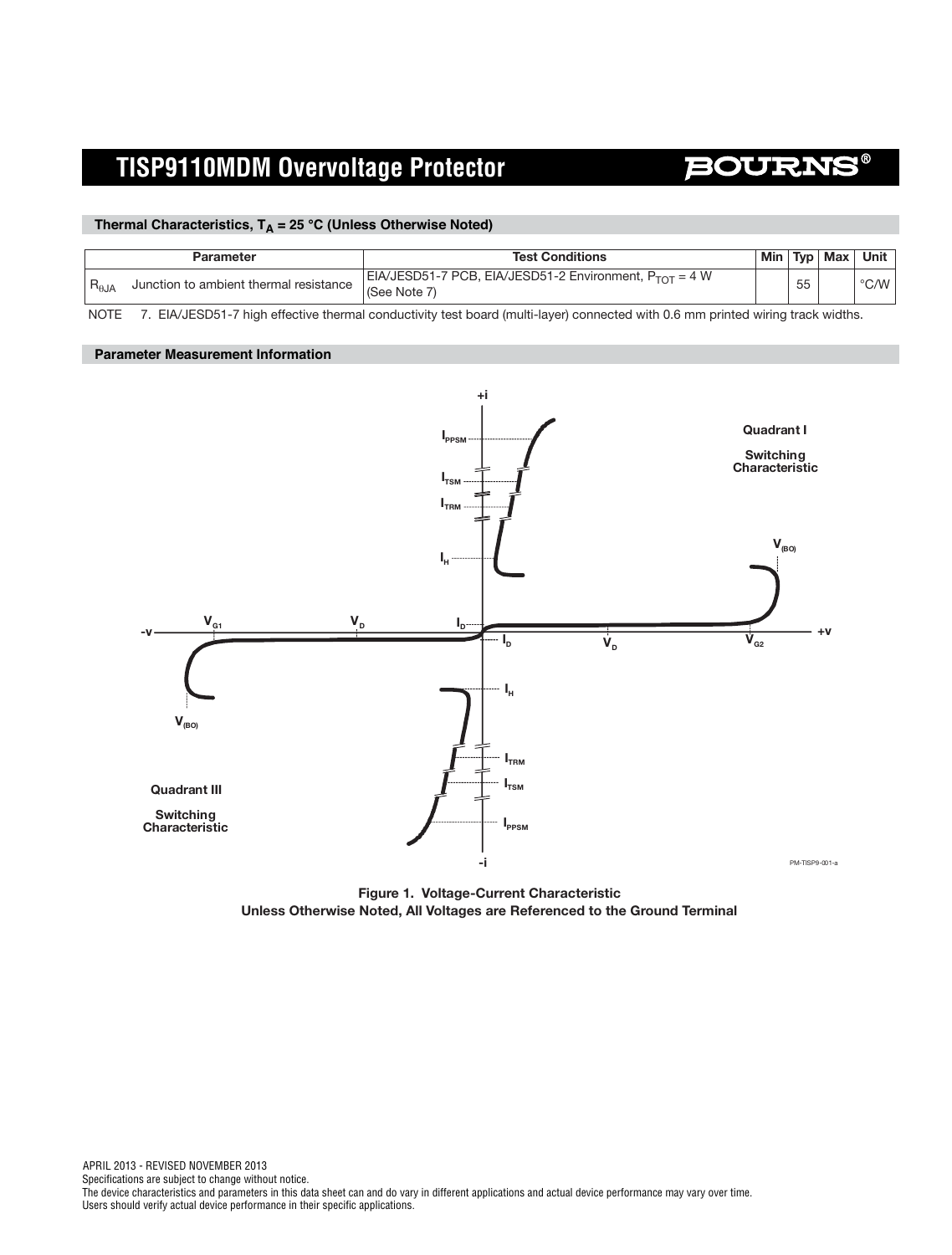## Thermal Characteristics, $T_A$ = 25 °C (Unless Otherwise Noted)

| Parameter | | Test Conditions | Min | Typ | Max | Unit |
|---|---|---|---|---|---|---|
| $R_{\theta JA}$ | Junction to ambient thermal resistance | EIA/JESD51-7 PCB, EIA/JESD51-2 Environment, $P_{TOT}$ = 4 W (See Note 7) | | 55 | | °C/W |

NOTE 7. EIA/JESD51-7 high effective thermal conductivity test board (multi-layer) connected with 0.6 mm printed wiring track widths.

## Parameter Measurement Information

**Figure 1. Voltage-Current Characteristic**
**Unless Otherwise Noted, All Voltages are Referenced to the Ground Terminal**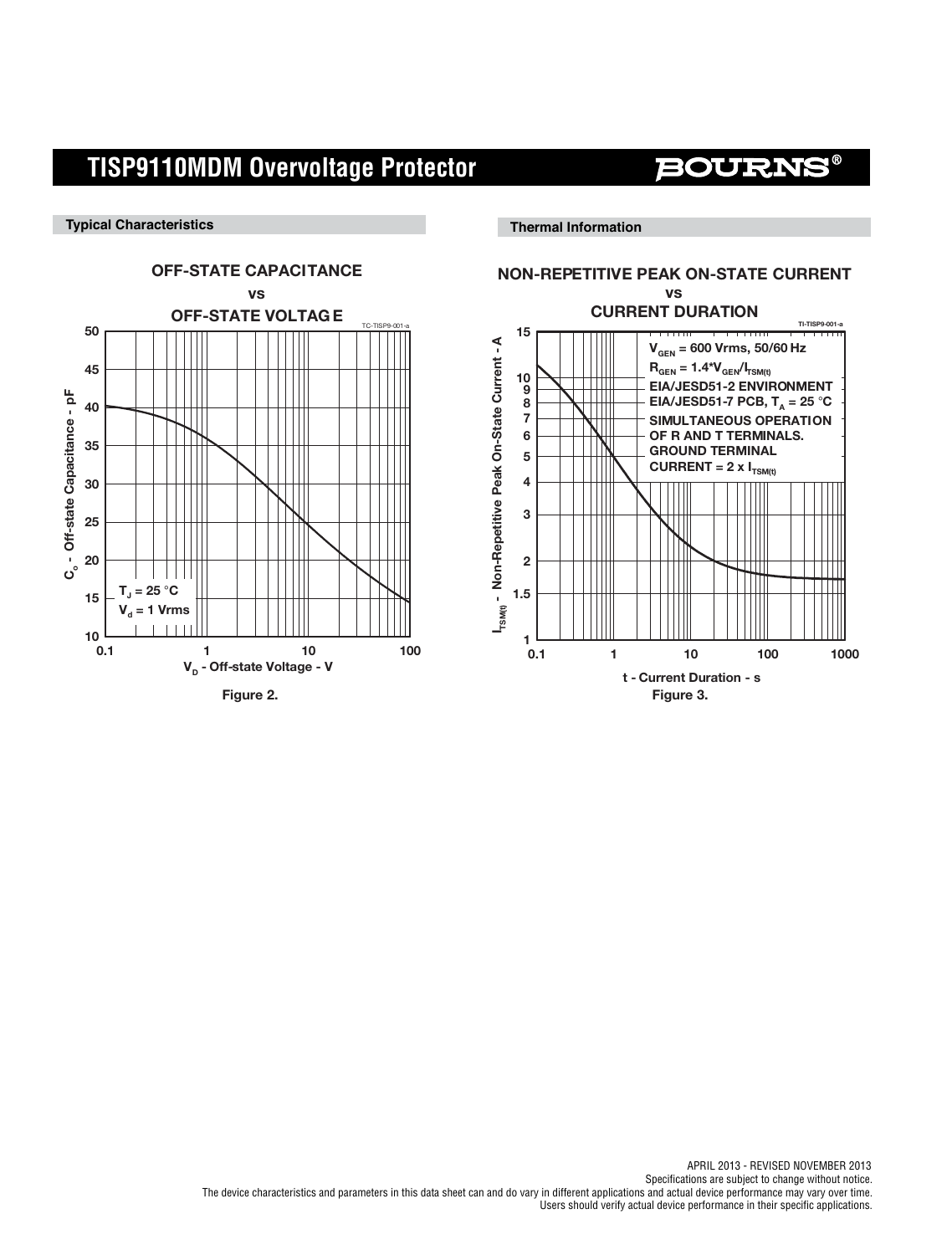## Typical Characteristics

**OFF-STATE CAPACITANCE vs OFF-STATE VOLTAGE**

TC-TISP9-001-a

$C_o$ - Off-state Capacitance - pF

$T_J$ = 25 °C
$V_d$ = 1 Vrms

$V_D$ - Off-state Voltage - V

Figure 2.

## Thermal Information

**NON-REPETITIVE PEAK ON-STATE CURRENT vs CURRENT DURATION**

TI-TISP9-001-a

$I_{TSM(t)}$ - Non-Repetitive Peak On-State Current - A

$V_{GEN}$ = 600 Vrms, 50/60 Hz
$R_{GEN}$ = 1.4*$V_{GEN}$/$I_{TSM(t)}$
EIA/JESD51-2 ENVIRONMENT
EIA/JESD51-7 PCB, $T_A$ = 25 °C
SIMULTANEOUS OPERATION OF R AND T TERMINALS.
GROUND TERMINAL CURRENT = 2 x $I_{TSM(t)}$

t - Current Duration - s

Figure 3.

APRIL 2013 - REVISED NOVEMBER 2013
Specifications are subject to change without notice.
The device characteristics and parameters in this data sheet can and do vary in different applications and actual device performance may vary over time.
Users should verify actual device performance in their specific applications.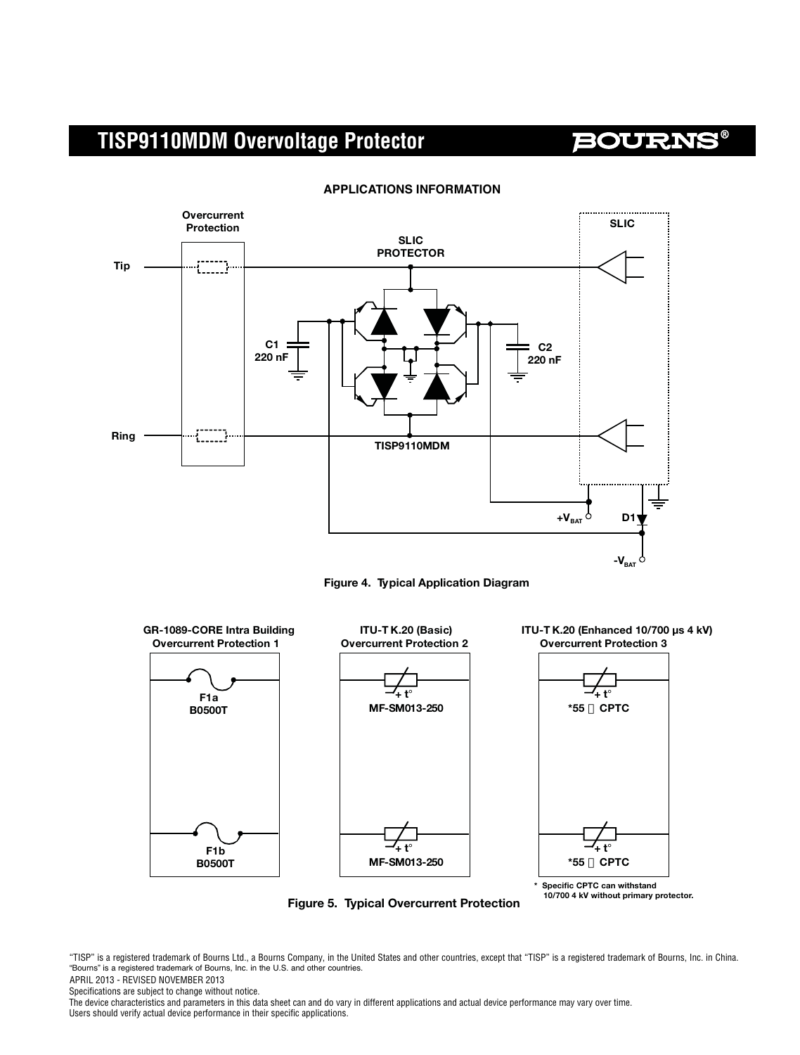## APPLICATIONS INFORMATION

Overcurrent Protection

SLIC PROTECTOR

SLIC

Tip

Ring

C1
220 nF

C2
220 nF

TISP9110MDM

$+V_{BAT}$

D1

$-V_{BAT}$

**Figure 4. Typical Application Diagram**

GR-1089-CORE Intra Building Overcurrent Protection 1

F1a
B0500T

F1b
B0500T

ITU-T K.20 (Basic) Overcurrent Protection 2

+ t°
MF-SM013-250

+ t°
MF-SM013-250

ITU-T K.20 (Enhanced 10/700 µs 4 kV) Overcurrent Protection 3

+ t°
*55 Ω CPTC

+ t°
*55 Ω CPTC

\* Specific CPTC can withstand 10/700 4 kV without primary protector.

**Figure 5. Typical Overcurrent Protection**

"TISP" is a registered trademark of Bourns Ltd., a Bourns Company, in the United States and other countries, except that "TISP" is a registered trademark of Bourns, Inc. in China.
"Bourns" is a registered trademark of Bourns, Inc. in the U.S. and other countries.

APRIL 2013 - REVISED NOVEMBER 2013

Specifications are subject to change without notice.
The device characteristics and parameters in this data sheet can and do vary in different applications and actual device performance may vary over time.
Users should verify actual device performance in their specific applications.